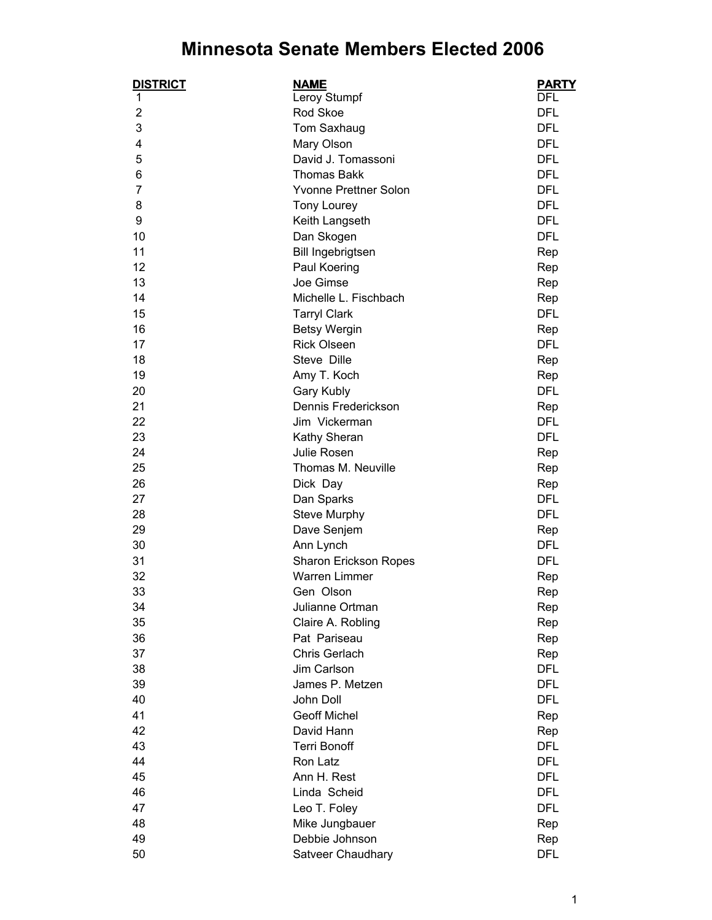# Minnesota Senate Members Elected 2006

| DISTRICT | NAME | PARTY |
|---|---|---|
| 1 | Leroy Stumpf | DFL |
| 2 | Rod Skoe | DFL |
| 3 | Tom Saxhaug | DFL |
| 4 | Mary Olson | DFL |
| 5 | David J. Tomassoni | DFL |
| 6 | Thomas Bakk | DFL |
| 7 | Yvonne Prettner Solon | DFL |
| 8 | Tony Lourey | DFL |
| 9 | Keith Langseth | DFL |
| 10 | Dan Skogen | DFL |
| 11 | Bill Ingebrigtsen | Rep |
| 12 | Paul Koering | Rep |
| 13 | Joe Gimse | Rep |
| 14 | Michelle L. Fischbach | Rep |
| 15 | Tarryl Clark | DFL |
| 16 | Betsy Wergin | Rep |
| 17 | Rick Olseen | DFL |
| 18 | Steve Dille | Rep |
| 19 | Amy T. Koch | Rep |
| 20 | Gary Kubly | DFL |
| 21 | Dennis Frederickson | Rep |
| 22 | Jim Vickerman | DFL |
| 23 | Kathy Sheran | DFL |
| 24 | Julie Rosen | Rep |
| 25 | Thomas M. Neuville | Rep |
| 26 | Dick Day | Rep |
| 27 | Dan Sparks | DFL |
| 28 | Steve Murphy | DFL |
| 29 | Dave Senjem | Rep |
| 30 | Ann Lynch | DFL |
| 31 | Sharon Erickson Ropes | DFL |
| 32 | Warren Limmer | Rep |
| 33 | Gen Olson | Rep |
| 34 | Julianne Ortman | Rep |
| 35 | Claire A. Robling | Rep |
| 36 | Pat Pariseau | Rep |
| 37 | Chris Gerlach | Rep |
| 38 | Jim Carlson | DFL |
| 39 | James P. Metzen | DFL |
| 40 | John Doll | DFL |
| 41 | Geoff Michel | Rep |
| 42 | David Hann | Rep |
| 43 | Terri Bonoff | DFL |
| 44 | Ron Latz | DFL |
| 45 | Ann H. Rest | DFL |
| 46 | Linda Scheid | DFL |
| 47 | Leo T. Foley | DFL |
| 48 | Mike Jungbauer | Rep |
| 49 | Debbie Johnson | Rep |
| 50 | Satveer Chaudhary | DFL |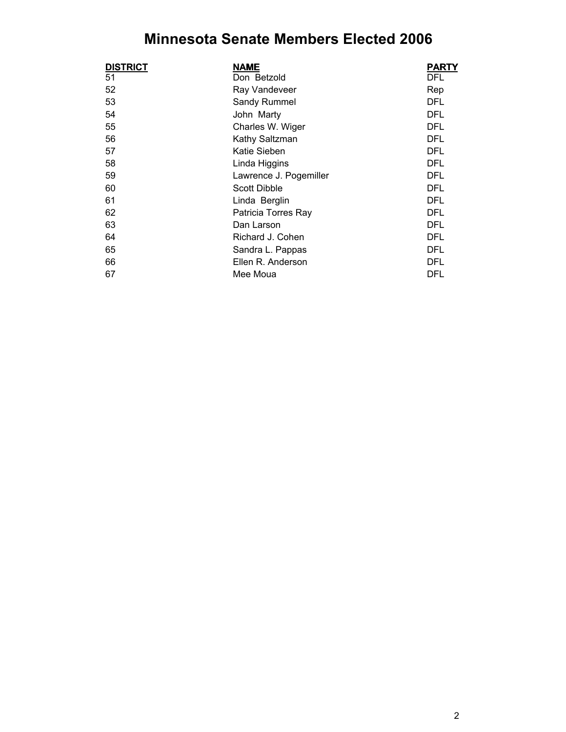# Minnesota Senate Members Elected 2006

| DISTRICT | NAME | PARTY |
|---|---|---|
| 51 | Don Betzold | DFL |
| 52 | Ray Vandeveer | Rep |
| 53 | Sandy Rummel | DFL |
| 54 | John Marty | DFL |
| 55 | Charles W. Wiger | DFL |
| 56 | Kathy Saltzman | DFL |
| 57 | Katie Sieben | DFL |
| 58 | Linda Higgins | DFL |
| 59 | Lawrence J. Pogemiller | DFL |
| 60 | Scott Dibble | DFL |
| 61 | Linda Berglin | DFL |
| 62 | Patricia Torres Ray | DFL |
| 63 | Dan Larson | DFL |
| 64 | Richard J. Cohen | DFL |
| 65 | Sandra L. Pappas | DFL |
| 66 | Ellen R. Anderson | DFL |
| 67 | Mee Moua | DFL |